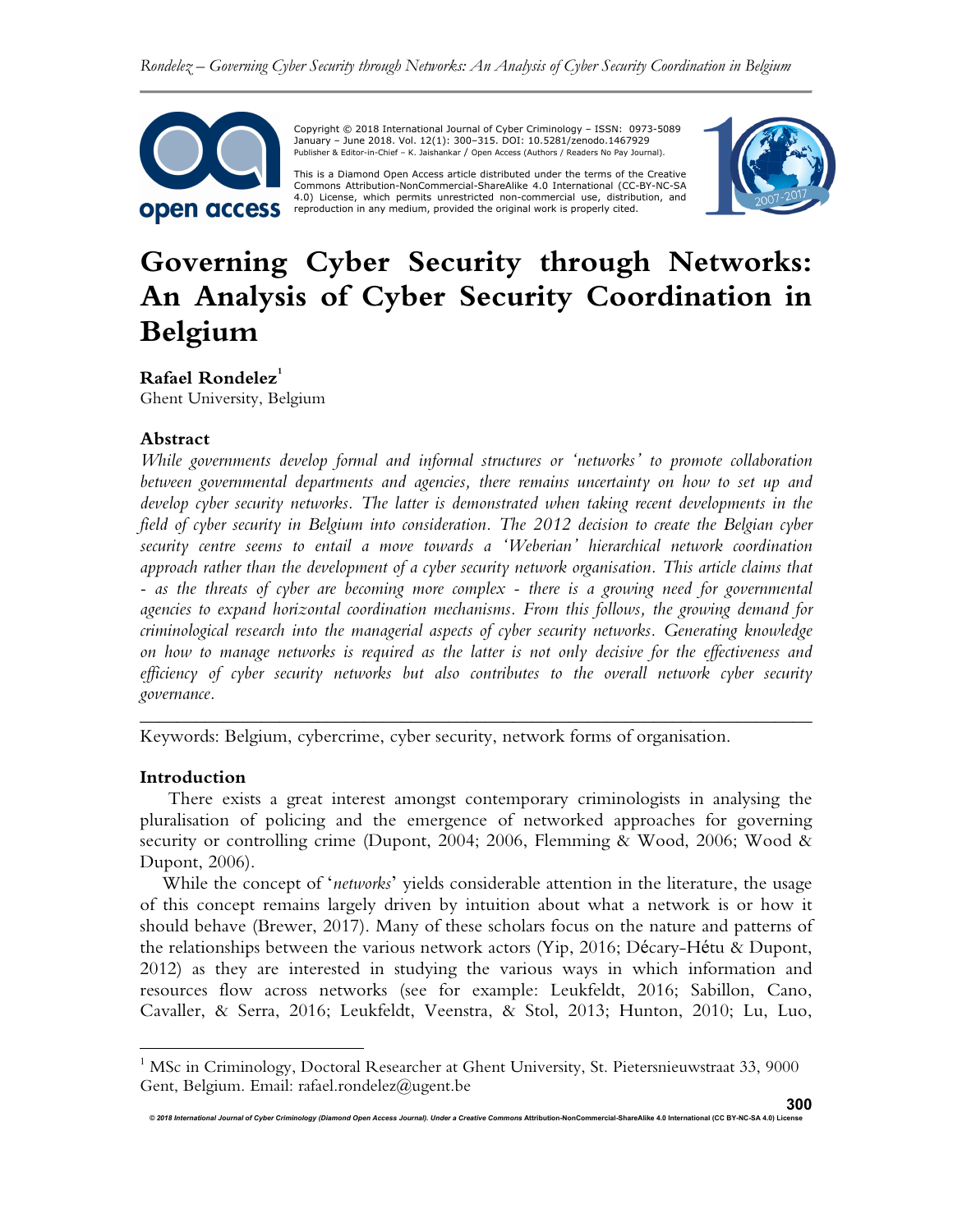Copyright © 2018 International Journal of Cyber Criminology – ISSN: 0973-5089
January – June 2018. Vol. 12(1): 300–315. DOI: 10.5281/zenodo.1467929
Publisher & Editor-in-Chief – K. Jaishankar / Open Access (Authors / Readers No Pay Journal).

This is a Diamond Open Access article distributed under the terms of the Creative Commons Attribution-NonCommercial-ShareAlike 4.0 International (CC-BY-NC-SA 4.0) License, which permits unrestricted non-commercial use, distribution, and reproduction in any medium, provided the original work is properly cited.

# Governing Cyber Security through Networks: An Analysis of Cyber Security Coordination in Belgium

**Rafael Rondelez**[1]
Ghent University, Belgium

## Abstract

*While governments develop formal and informal structures or 'networks' to promote collaboration between governmental departments and agencies, there remains uncertainty on how to set up and develop cyber security networks. The latter is demonstrated when taking recent developments in the field of cyber security in Belgium into consideration. The 2012 decision to create the Belgian cyber security centre seems to entail a move towards a 'Weberian' hierarchical network coordination approach rather than the development of a cyber security network organisation. This article claims that - as the threats of cyber are becoming more complex - there is a growing need for governmental agencies to expand horizontal coordination mechanisms. From this follows, the growing demand for criminological research into the managerial aspects of cyber security networks. Generating knowledge on how to manage networks is required as the latter is not only decisive for the effectiveness and efficiency of cyber security networks but also contributes to the overall network cyber security governance.*

---

Keywords: Belgium, cybercrime, cyber security, network forms of organisation.

## Introduction

There exists a great interest amongst contemporary criminologists in analysing the pluralisation of policing and the emergence of networked approaches for governing security or controlling crime (Dupont, 2004; 2006, Flemming & Wood, 2006; Wood & Dupont, 2006).

While the concept of '*networks*' yields considerable attention in the literature, the usage of this concept remains largely driven by intuition about what a network is or how it should behave (Brewer, 2017). Many of these scholars focus on the nature and patterns of the relationships between the various network actors (Yip, 2016; Décary-Hétu & Dupont, 2012) as they are interested in studying the various ways in which information and resources flow across networks (see for example: Leukfeldt, 2016; Sabillon, Cano, Cavaller, & Serra, 2016; Leukfeldt, Veenstra, & Stol, 2013; Hunton, 2010; Lu, Luo,

---

[1] MSc in Criminology, Doctoral Researcher at Ghent University, St. Pietersnieuwstraat 33, 9000 Gent, Belgium. Email: rafael.rondelez@ugent.be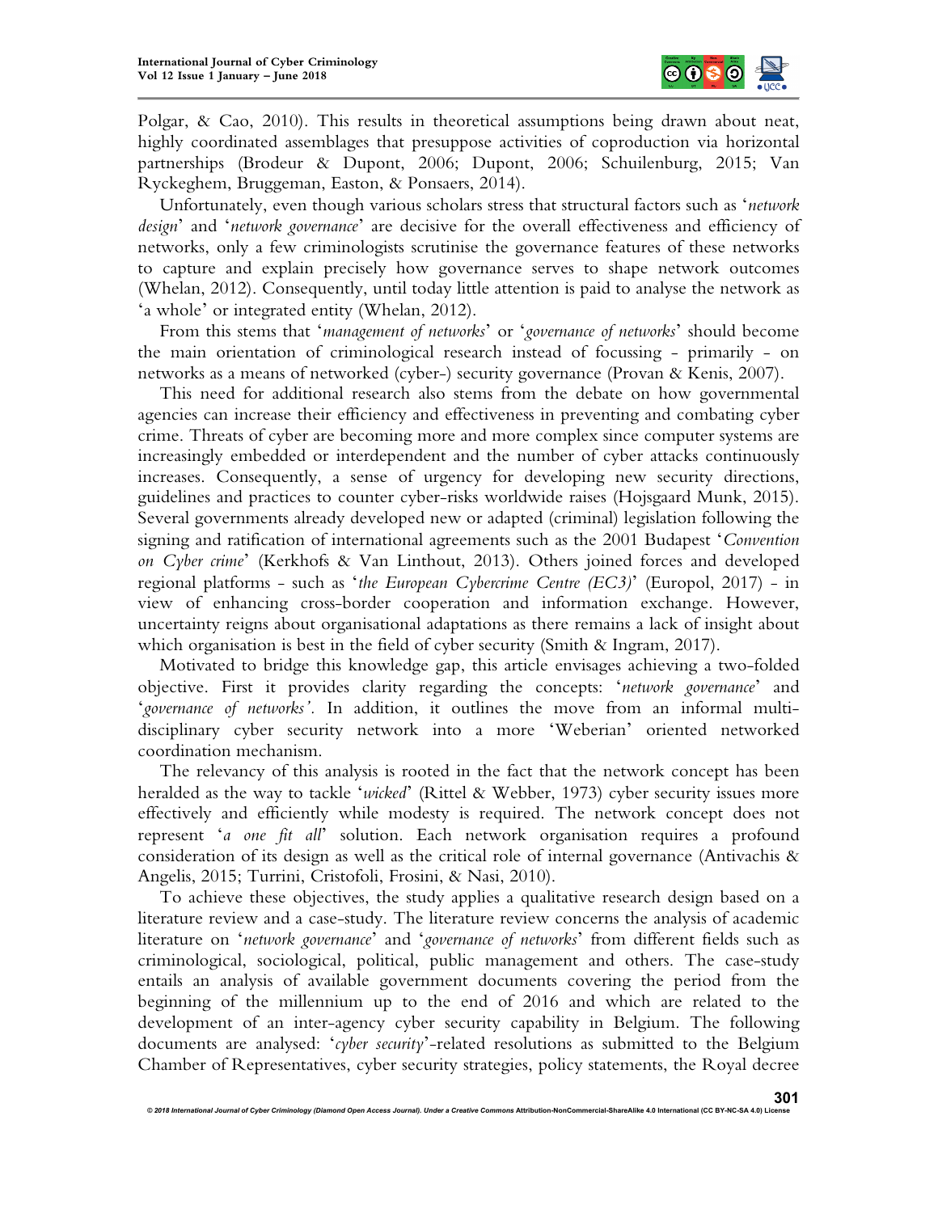Polgar, & Cao, 2010). This results in theoretical assumptions being drawn about neat, highly coordinated assemblages that presuppose activities of coproduction via horizontal partnerships (Brodeur & Dupont, 2006; Dupont, 2006; Schuilenburg, 2015; Van Ryckeghem, Bruggeman, Easton, & Ponsaers, 2014).

Unfortunately, even though various scholars stress that structural factors such as '*network design*' and '*network governance*' are decisive for the overall effectiveness and efficiency of networks, only a few criminologists scrutinise the governance features of these networks to capture and explain precisely how governance serves to shape network outcomes (Whelan, 2012). Consequently, until today little attention is paid to analyse the network as 'a whole' or integrated entity (Whelan, 2012).

From this stems that '*management of networks*' or '*governance of networks*' should become the main orientation of criminological research instead of focussing - primarily - on networks as a means of networked (cyber-) security governance (Provan & Kenis, 2007).

This need for additional research also stems from the debate on how governmental agencies can increase their efficiency and effectiveness in preventing and combating cyber crime. Threats of cyber are becoming more and more complex since computer systems are increasingly embedded or interdependent and the number of cyber attacks continuously increases. Consequently, a sense of urgency for developing new security directions, guidelines and practices to counter cyber-risks worldwide raises (Hojsgaard Munk, 2015). Several governments already developed new or adapted (criminal) legislation following the signing and ratification of international agreements such as the 2001 Budapest '*Convention on Cyber crime*' (Kerkhofs & Van Linthout, 2013). Others joined forces and developed regional platforms - such as '*the European Cybercrime Centre (EC3)*' (Europol, 2017) - in view of enhancing cross-border cooperation and information exchange. However, uncertainty reigns about organisational adaptations as there remains a lack of insight about which organisation is best in the field of cyber security (Smith & Ingram, 2017).

Motivated to bridge this knowledge gap, this article envisages achieving a two-folded objective. First it provides clarity regarding the concepts: '*network governance*' and '*governance of networks'*. In addition, it outlines the move from an informal multi-disciplinary cyber security network into a more 'Weberian' oriented networked coordination mechanism.

The relevancy of this analysis is rooted in the fact that the network concept has been heralded as the way to tackle '*wicked*' (Rittel & Webber, 1973) cyber security issues more effectively and efficiently while modesty is required. The network concept does not represent '*a one fit all*' solution. Each network organisation requires a profound consideration of its design as well as the critical role of internal governance (Antivachis & Angelis, 2015; Turrini, Cristofoli, Frosini, & Nasi, 2010).

To achieve these objectives, the study applies a qualitative research design based on a literature review and a case-study. The literature review concerns the analysis of academic literature on '*network governance*' and '*governance of networks*' from different fields such as criminological, sociological, political, public management and others. The case-study entails an analysis of available government documents covering the period from the beginning of the millennium up to the end of 2016 and which are related to the development of an inter-agency cyber security capability in Belgium. The following documents are analysed: '*cyber security*'-related resolutions as submitted to the Belgium Chamber of Representatives, cyber security strategies, policy statements, the Royal decree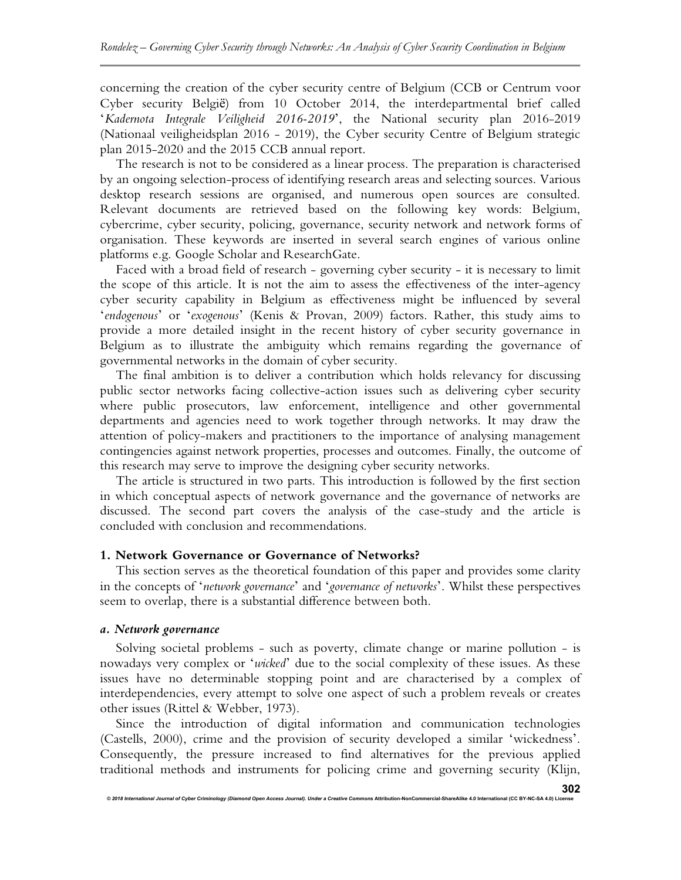concerning the creation of the cyber security centre of Belgium (CCB or Centrum voor Cyber security België) from 10 October 2014, the interdepartmental brief called '*Kadernota Integrale Veiligheid 2016-2019*', the National security plan 2016-2019 (Nationaal veiligheidsplan 2016 - 2019), the Cyber security Centre of Belgium strategic plan 2015-2020 and the 2015 CCB annual report.

The research is not to be considered as a linear process. The preparation is characterised by an ongoing selection-process of identifying research areas and selecting sources. Various desktop research sessions are organised, and numerous open sources are consulted. Relevant documents are retrieved based on the following key words: Belgium, cybercrime, cyber security, policing, governance, security network and network forms of organisation. These keywords are inserted in several search engines of various online platforms e.g. Google Scholar and ResearchGate.

Faced with a broad field of research - governing cyber security - it is necessary to limit the scope of this article. It is not the aim to assess the effectiveness of the inter-agency cyber security capability in Belgium as effectiveness might be influenced by several '*endogenous*' or '*exogenous*' (Kenis & Provan, 2009) factors. Rather, this study aims to provide a more detailed insight in the recent history of cyber security governance in Belgium as to illustrate the ambiguity which remains regarding the governance of governmental networks in the domain of cyber security.

The final ambition is to deliver a contribution which holds relevancy for discussing public sector networks facing collective-action issues such as delivering cyber security where public prosecutors, law enforcement, intelligence and other governmental departments and agencies need to work together through networks. It may draw the attention of policy-makers and practitioners to the importance of analysing management contingencies against network properties, processes and outcomes. Finally, the outcome of this research may serve to improve the designing cyber security networks.

The article is structured in two parts. This introduction is followed by the first section in which conceptual aspects of network governance and the governance of networks are discussed. The second part covers the analysis of the case-study and the article is concluded with conclusion and recommendations.

## 1. Network Governance or Governance of Networks?

This section serves as the theoretical foundation of this paper and provides some clarity in the concepts of '*network governance*' and '*governance of networks*'. Whilst these perspectives seem to overlap, there is a substantial difference between both.

### *a. Network governance*

Solving societal problems - such as poverty, climate change or marine pollution - is nowadays very complex or '*wicked*' due to the social complexity of these issues. As these issues have no determinable stopping point and are characterised by a complex of interdependencies, every attempt to solve one aspect of such a problem reveals or creates other issues (Rittel & Webber, 1973).

Since the introduction of digital information and communication technologies (Castells, 2000), crime and the provision of security developed a similar 'wickedness'. Consequently, the pressure increased to find alternatives for the previous applied traditional methods and instruments for policing crime and governing security (Klijn,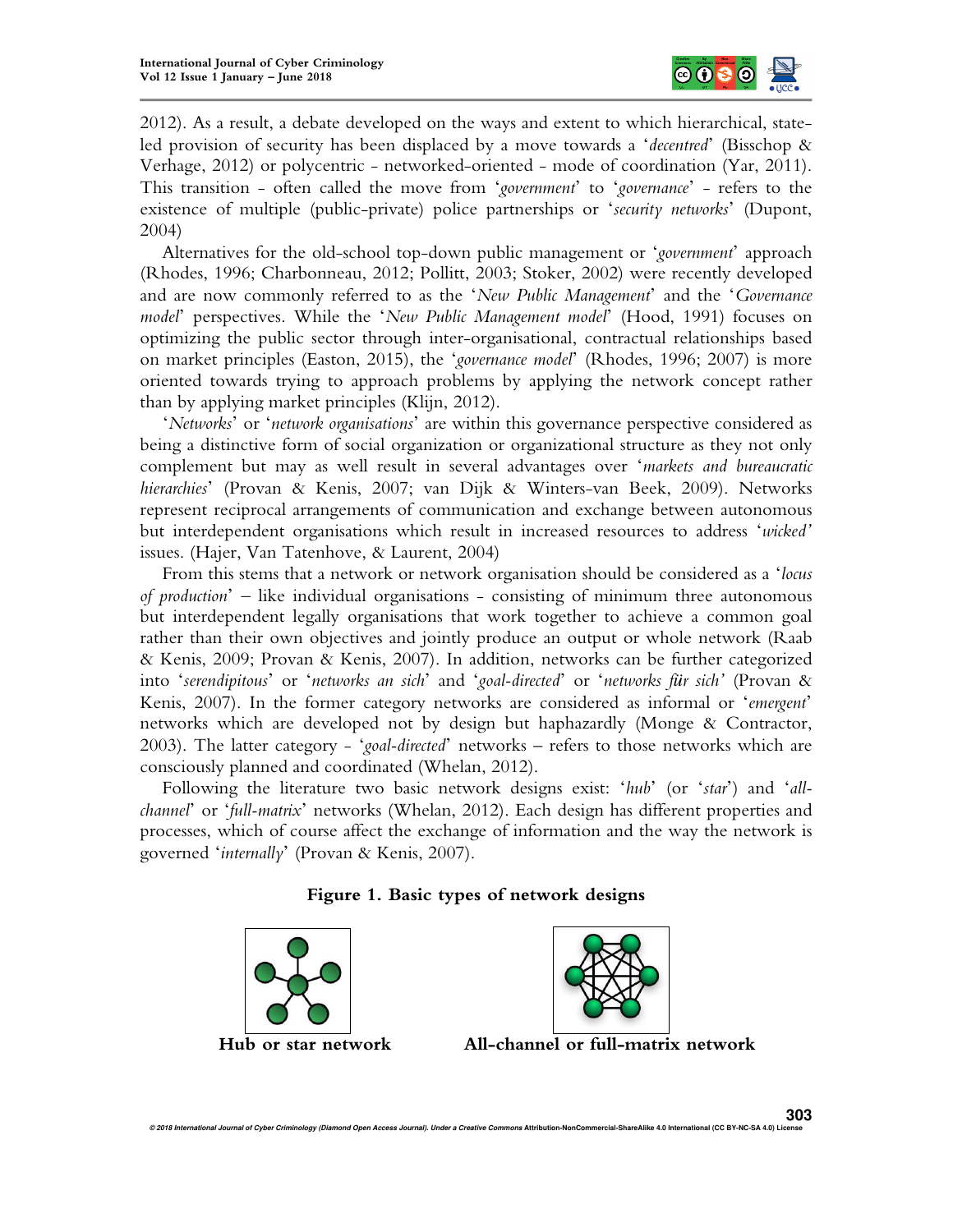2012). As a result, a debate developed on the ways and extent to which hierarchical, state-led provision of security has been displaced by a move towards a '*decentred*' (Bisschop & Verhage, 2012) or polycentric - networked-oriented - mode of coordination (Yar, 2011). This transition - often called the move from '*government*' to '*governance*' - refers to the existence of multiple (public-private) police partnerships or '*security networks*' (Dupont, 2004)

Alternatives for the old-school top-down public management or '*government*' approach (Rhodes, 1996; Charbonneau, 2012; Pollitt, 2003; Stoker, 2002) were recently developed and are now commonly referred to as the '*New Public Management*' and the '*Governance model*' perspectives. While the '*New Public Management model*' (Hood, 1991) focuses on optimizing the public sector through inter-organisational, contractual relationships based on market principles (Easton, 2015), the '*governance model*' (Rhodes, 1996; 2007) is more oriented towards trying to approach problems by applying the network concept rather than by applying market principles (Klijn, 2012).

'*Networks*' or '*network organisations*' are within this governance perspective considered as being a distinctive form of social organization or organizational structure as they not only complement but may as well result in several advantages over '*markets and bureaucratic hierarchies*' (Provan & Kenis, 2007; van Dijk & Winters-van Beek, 2009). Networks represent reciprocal arrangements of communication and exchange between autonomous but interdependent organisations which result in increased resources to address '*wicked'* issues. (Hajer, Van Tatenhove, & Laurent, 2004)

From this stems that a network or network organisation should be considered as a '*locus of production*' – like individual organisations - consisting of minimum three autonomous but interdependent legally organisations that work together to achieve a common goal rather than their own objectives and jointly produce an output or whole network (Raab & Kenis, 2009; Provan & Kenis, 2007). In addition, networks can be further categorized into '*serendipitous*' or '*networks an sich*' and '*goal-directed*' or '*networks für sich'* (Provan & Kenis, 2007). In the former category networks are considered as informal or '*emergent*' networks which are developed not by design but haphazardly (Monge & Contractor, 2003). The latter category - '*goal-directed*' networks – refers to those networks which are consciously planned and coordinated (Whelan, 2012).

Following the literature two basic network designs exist: '*hub*' (or '*star*') and '*all-channel*' or '*full-matrix*' networks (Whelan, 2012). Each design has different properties and processes, which of course affect the exchange of information and the way the network is governed '*internally*' (Provan & Kenis, 2007).

**Figure 1. Basic types of network designs**

**Hub or star network** | **All-channel or full-matrix network**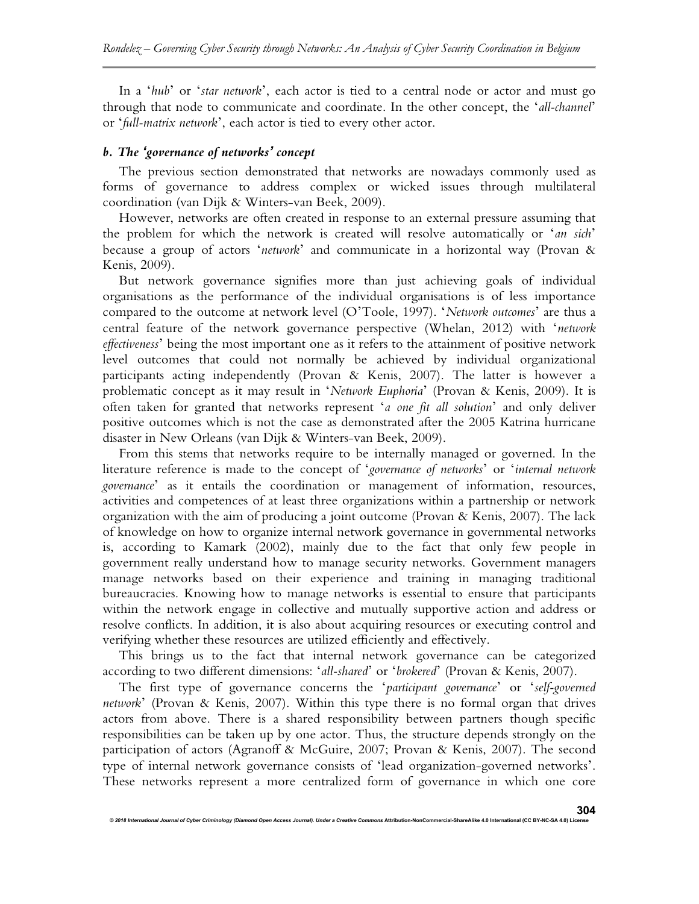In a '*hub*' or '*star network*', each actor is tied to a central node or actor and must go through that node to communicate and coordinate. In the other concept, the '*all-channel*' or '*full-matrix network*', each actor is tied to every other actor.

### *b. The 'governance of networks' concept*

The previous section demonstrated that networks are nowadays commonly used as forms of governance to address complex or wicked issues through multilateral coordination (van Dijk & Winters-van Beek, 2009).

However, networks are often created in response to an external pressure assuming that the problem for which the network is created will resolve automatically or '*an sich*' because a group of actors '*network*' and communicate in a horizontal way (Provan & Kenis, 2009).

But network governance signifies more than just achieving goals of individual organisations as the performance of the individual organisations is of less importance compared to the outcome at network level (O'Toole, 1997). '*Network outcomes*' are thus a central feature of the network governance perspective (Whelan, 2012) with '*network effectiveness*' being the most important one as it refers to the attainment of positive network level outcomes that could not normally be achieved by individual organizational participants acting independently (Provan & Kenis, 2007). The latter is however a problematic concept as it may result in '*Network Euphoria*' (Provan & Kenis, 2009). It is often taken for granted that networks represent '*a one fit all solution*' and only deliver positive outcomes which is not the case as demonstrated after the 2005 Katrina hurricane disaster in New Orleans (van Dijk & Winters-van Beek, 2009).

From this stems that networks require to be internally managed or governed. In the literature reference is made to the concept of '*governance of networks*' or '*internal network governance*' as it entails the coordination or management of information, resources, activities and competences of at least three organizations within a partnership or network organization with the aim of producing a joint outcome (Provan & Kenis, 2007). The lack of knowledge on how to organize internal network governance in governmental networks is, according to Kamark (2002), mainly due to the fact that only few people in government really understand how to manage security networks. Government managers manage networks based on their experience and training in managing traditional bureaucracies. Knowing how to manage networks is essential to ensure that participants within the network engage in collective and mutually supportive action and address or resolve conflicts. In addition, it is also about acquiring resources or executing control and verifying whether these resources are utilized efficiently and effectively.

This brings us to the fact that internal network governance can be categorized according to two different dimensions: '*all-shared*' or '*brokered*' (Provan & Kenis, 2007).

The first type of governance concerns the '*participant governance*' or '*self-governed network*' (Provan & Kenis, 2007). Within this type there is no formal organ that drives actors from above. There is a shared responsibility between partners though specific responsibilities can be taken up by one actor. Thus, the structure depends strongly on the participation of actors (Agranoff & McGuire, 2007; Provan & Kenis, 2007). The second type of internal network governance consists of 'lead organization-governed networks'. These networks represent a more centralized form of governance in which one core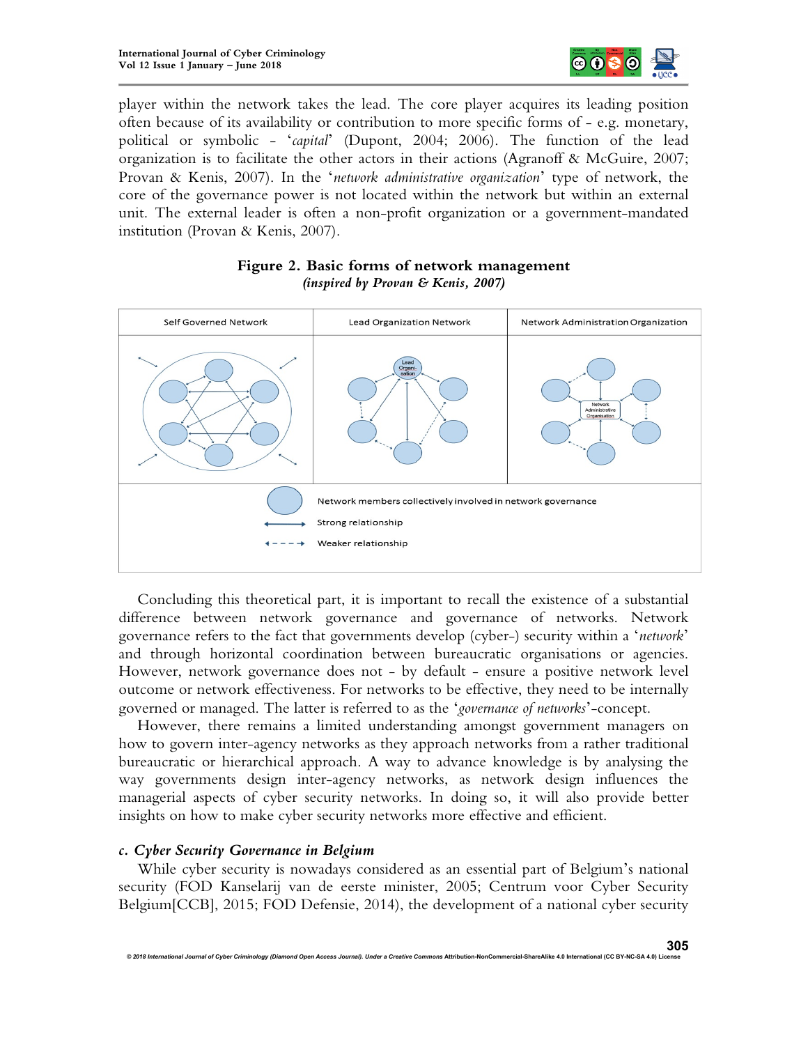player within the network takes the lead. The core player acquires its leading position often because of its availability or contribution to more specific forms of - e.g. monetary, political or symbolic - '*capital*' (Dupont, 2004; 2006). The function of the lead organization is to facilitate the other actors in their actions (Agranoff & McGuire, 2007; Provan & Kenis, 2007). In the '*network administrative organization*' type of network, the core of the governance power is not located within the network but within an external unit. The external leader is often a non-profit organization or a government-mandated institution (Provan & Kenis, 2007).

**Figure 2. Basic forms of network management**
***(inspired by Provan & Kenis, 2007)***

| Self Governed Network | Lead Organization Network | Network Administration Organization |
|---|---|---|

Network members collectively involved in network governance

Strong relationship

Weaker relationship

Concluding this theoretical part, it is important to recall the existence of a substantial difference between network governance and governance of networks. Network governance refers to the fact that governments develop (cyber-) security within a '*network*' and through horizontal coordination between bureaucratic organisations or agencies. However, network governance does not - by default - ensure a positive network level outcome or network effectiveness. For networks to be effective, they need to be internally governed or managed. The latter is referred to as the '*governance of networks*'-concept.

However, there remains a limited understanding amongst government managers on how to govern inter-agency networks as they approach networks from a rather traditional bureaucratic or hierarchical approach. A way to advance knowledge is by analysing the way governments design inter-agency networks, as network design influences the managerial aspects of cyber security networks. In doing so, it will also provide better insights on how to make cyber security networks more effective and efficient.

### *c. Cyber Security Governance in Belgium*

While cyber security is nowadays considered as an essential part of Belgium's national security (FOD Kanselarij van de eerste minister, 2005; Centrum voor Cyber Security Belgium[CCB], 2015; FOD Defensie, 2014), the development of a national cyber security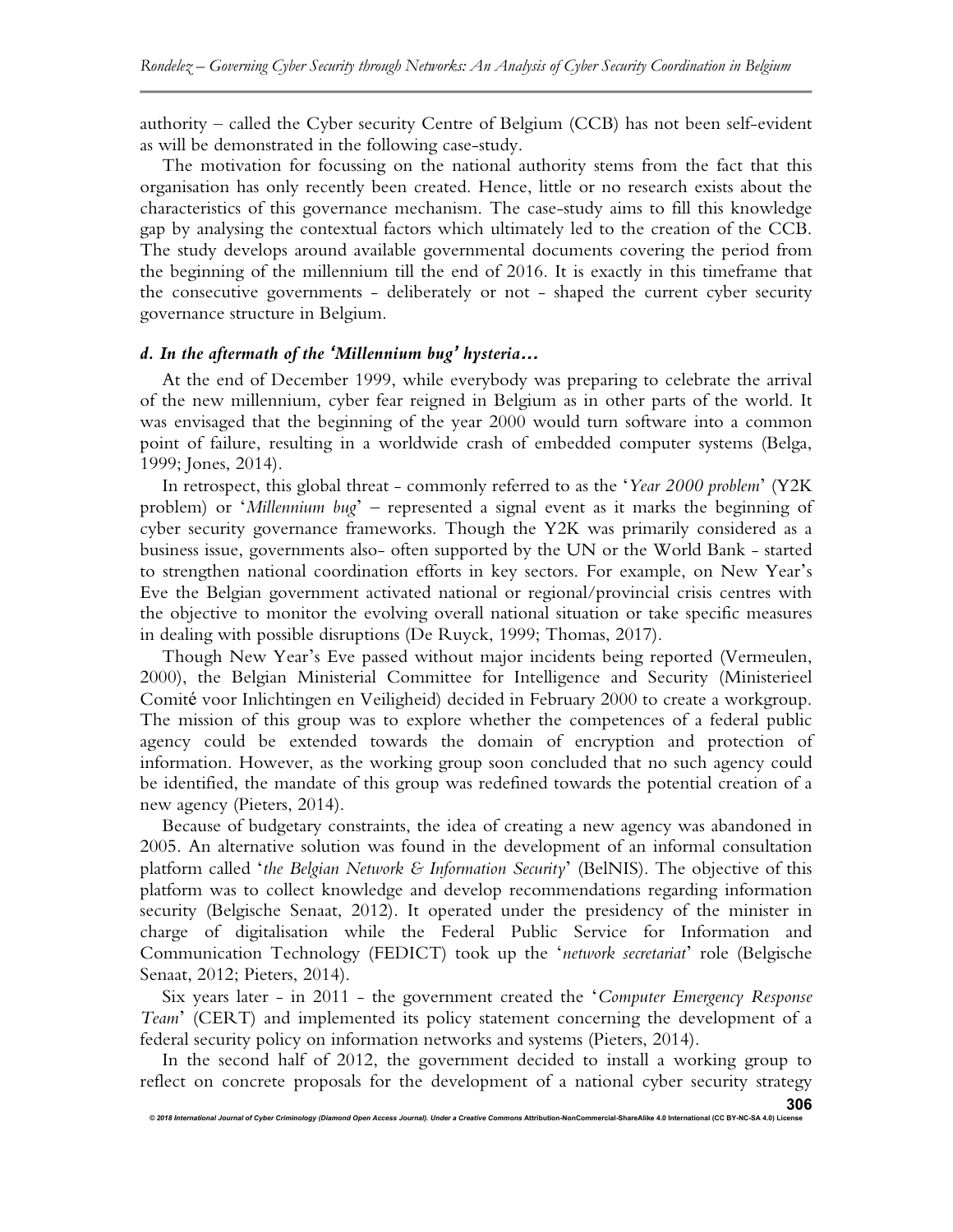authority – called the Cyber security Centre of Belgium (CCB) has not been self-evident as will be demonstrated in the following case-study.

The motivation for focussing on the national authority stems from the fact that this organisation has only recently been created. Hence, little or no research exists about the characteristics of this governance mechanism. The case-study aims to fill this knowledge gap by analysing the contextual factors which ultimately led to the creation of the CCB. The study develops around available governmental documents covering the period from the beginning of the millennium till the end of 2016. It is exactly in this timeframe that the consecutive governments - deliberately or not - shaped the current cyber security governance structure in Belgium.

### *d. In the aftermath of the 'Millennium bug' hysteria…*

At the end of December 1999, while everybody was preparing to celebrate the arrival of the new millennium, cyber fear reigned in Belgium as in other parts of the world. It was envisaged that the beginning of the year 2000 would turn software into a common point of failure, resulting in a worldwide crash of embedded computer systems (Belga, 1999; Jones, 2014).

In retrospect, this global threat - commonly referred to as the '*Year 2000 problem*' (Y2K problem) or '*Millennium bug*' – represented a signal event as it marks the beginning of cyber security governance frameworks. Though the Y2K was primarily considered as a business issue, governments also- often supported by the UN or the World Bank - started to strengthen national coordination efforts in key sectors. For example, on New Year's Eve the Belgian government activated national or regional/provincial crisis centres with the objective to monitor the evolving overall national situation or take specific measures in dealing with possible disruptions (De Ruyck, 1999; Thomas, 2017).

Though New Year's Eve passed without major incidents being reported (Vermeulen, 2000), the Belgian Ministerial Committee for Intelligence and Security (Ministerieel Comité voor Inlichtingen en Veiligheid) decided in February 2000 to create a workgroup. The mission of this group was to explore whether the competences of a federal public agency could be extended towards the domain of encryption and protection of information. However, as the working group soon concluded that no such agency could be identified, the mandate of this group was redefined towards the potential creation of a new agency (Pieters, 2014).

Because of budgetary constraints, the idea of creating a new agency was abandoned in 2005. An alternative solution was found in the development of an informal consultation platform called '*the Belgian Network & Information Security*' (BelNIS). The objective of this platform was to collect knowledge and develop recommendations regarding information security (Belgische Senaat, 2012). It operated under the presidency of the minister in charge of digitalisation while the Federal Public Service for Information and Communication Technology (FEDICT) took up the '*network secretariat*' role (Belgische Senaat, 2012; Pieters, 2014).

Six years later - in 2011 - the government created the '*Computer Emergency Response Team*' (CERT) and implemented its policy statement concerning the development of a federal security policy on information networks and systems (Pieters, 2014).

In the second half of 2012, the government decided to install a working group to reflect on concrete proposals for the development of a national cyber security strategy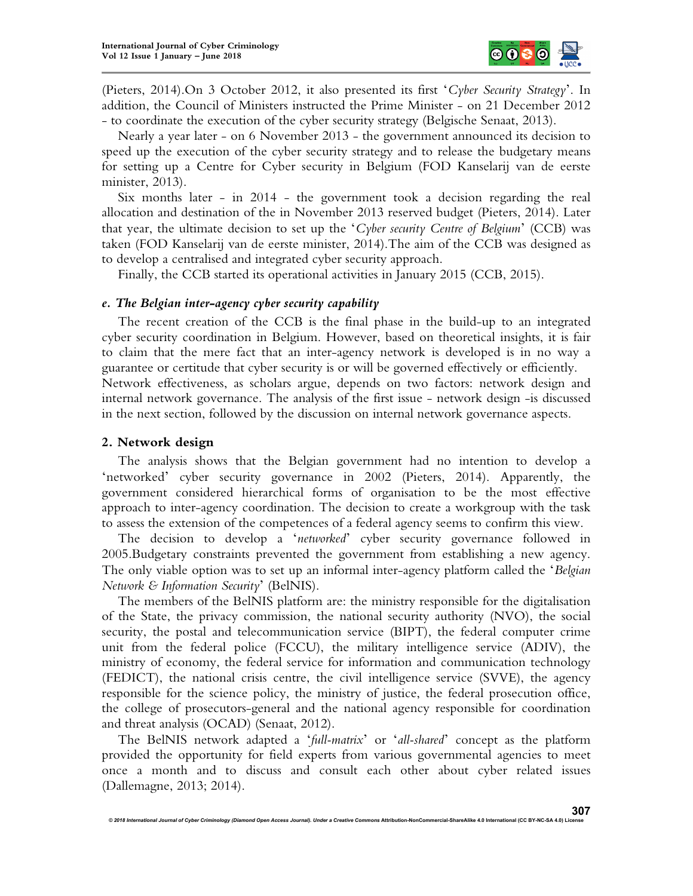(Pieters, 2014).On 3 October 2012, it also presented its first '*Cyber Security Strategy*'. In addition, the Council of Ministers instructed the Prime Minister - on 21 December 2012 - to coordinate the execution of the cyber security strategy (Belgische Senaat, 2013).

Nearly a year later - on 6 November 2013 - the government announced its decision to speed up the execution of the cyber security strategy and to release the budgetary means for setting up a Centre for Cyber security in Belgium (FOD Kanselarij van de eerste minister, 2013).

Six months later - in 2014 - the government took a decision regarding the real allocation and destination of the in November 2013 reserved budget (Pieters, 2014). Later that year, the ultimate decision to set up the '*Cyber security Centre of Belgium*' (CCB) was taken (FOD Kanselarij van de eerste minister, 2014).The aim of the CCB was designed as to develop a centralised and integrated cyber security approach.

Finally, the CCB started its operational activities in January 2015 (CCB, 2015).

### *e. The Belgian inter-agency cyber security capability*

The recent creation of the CCB is the final phase in the build-up to an integrated cyber security coordination in Belgium. However, based on theoretical insights, it is fair to claim that the mere fact that an inter-agency network is developed is in no way a guarantee or certitude that cyber security is or will be governed effectively or efficiently. Network effectiveness, as scholars argue, depends on two factors: network design and internal network governance. The analysis of the first issue - network design -is discussed in the next section, followed by the discussion on internal network governance aspects.

## 2. Network design

The analysis shows that the Belgian government had no intention to develop a 'networked' cyber security governance in 2002 (Pieters, 2014). Apparently, the government considered hierarchical forms of organisation to be the most effective approach to inter-agency coordination. The decision to create a workgroup with the task to assess the extension of the competences of a federal agency seems to confirm this view.

The decision to develop a '*networked*' cyber security governance followed in 2005.Budgetary constraints prevented the government from establishing a new agency. The only viable option was to set up an informal inter-agency platform called the '*Belgian Network & Information Security*' (BelNIS).

The members of the BelNIS platform are: the ministry responsible for the digitalisation of the State, the privacy commission, the national security authority (NVO), the social security, the postal and telecommunication service (BIPT), the federal computer crime unit from the federal police (FCCU), the military intelligence service (ADIV), the ministry of economy, the federal service for information and communication technology (FEDICT), the national crisis centre, the civil intelligence service (SVVE), the agency responsible for the science policy, the ministry of justice, the federal prosecution office, the college of prosecutors-general and the national agency responsible for coordination and threat analysis (OCAD) (Senaat, 2012).

The BelNIS network adapted a '*full-matrix*' or '*all-shared*' concept as the platform provided the opportunity for field experts from various governmental agencies to meet once a month and to discuss and consult each other about cyber related issues (Dallemagne, 2013; 2014).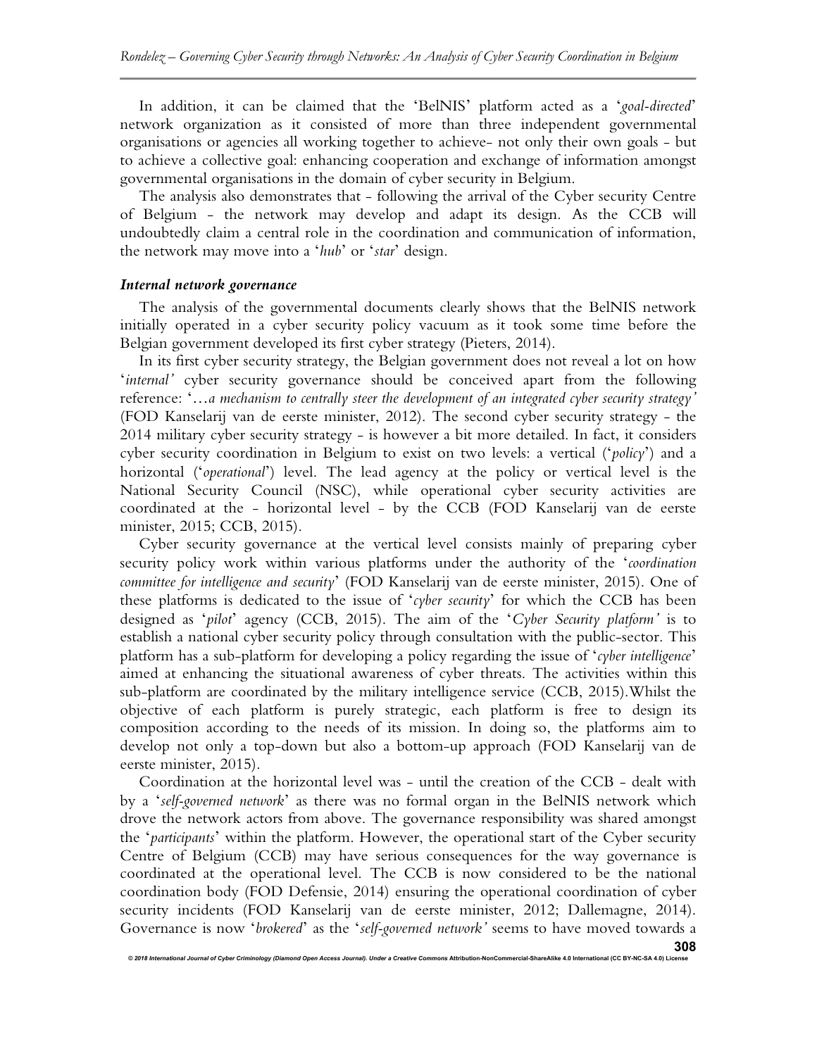In addition, it can be claimed that the 'BelNIS' platform acted as a '*goal-directed*' network organization as it consisted of more than three independent governmental organisations or agencies all working together to achieve- not only their own goals - but to achieve a collective goal: enhancing cooperation and exchange of information amongst governmental organisations in the domain of cyber security in Belgium.

The analysis also demonstrates that - following the arrival of the Cyber security Centre of Belgium - the network may develop and adapt its design. As the CCB will undoubtedly claim a central role in the coordination and communication of information, the network may move into a '*hub*' or '*star*' design.

### *Internal network governance*

The analysis of the governmental documents clearly shows that the BelNIS network initially operated in a cyber security policy vacuum as it took some time before the Belgian government developed its first cyber strategy (Pieters, 2014).

In its first cyber security strategy, the Belgian government does not reveal a lot on how '*internal'* cyber security governance should be conceived apart from the following reference: '*…a mechanism to centrally steer the development of an integrated cyber security strategy'* (FOD Kanselarij van de eerste minister, 2012). The second cyber security strategy - the 2014 military cyber security strategy - is however a bit more detailed. In fact, it considers cyber security coordination in Belgium to exist on two levels: a vertical ('*policy*') and a horizontal ('*operational*') level. The lead agency at the policy or vertical level is the National Security Council (NSC), while operational cyber security activities are coordinated at the - horizontal level - by the CCB (FOD Kanselarij van de eerste minister, 2015; CCB, 2015).

Cyber security governance at the vertical level consists mainly of preparing cyber security policy work within various platforms under the authority of the '*coordination committee for intelligence and security*' (FOD Kanselarij van de eerste minister, 2015). One of these platforms is dedicated to the issue of '*cyber security*' for which the CCB has been designed as '*pilot*' agency (CCB, 2015). The aim of the '*Cyber Security platform'* is to establish a national cyber security policy through consultation with the public-sector. This platform has a sub-platform for developing a policy regarding the issue of '*cyber intelligence*' aimed at enhancing the situational awareness of cyber threats. The activities within this sub-platform are coordinated by the military intelligence service (CCB, 2015).Whilst the objective of each platform is purely strategic, each platform is free to design its composition according to the needs of its mission. In doing so, the platforms aim to develop not only a top-down but also a bottom-up approach (FOD Kanselarij van de eerste minister, 2015).

Coordination at the horizontal level was - until the creation of the CCB - dealt with by a '*self-governed network*' as there was no formal organ in the BelNIS network which drove the network actors from above. The governance responsibility was shared amongst the '*participants*' within the platform. However, the operational start of the Cyber security Centre of Belgium (CCB) may have serious consequences for the way governance is coordinated at the operational level. The CCB is now considered to be the national coordination body (FOD Defensie, 2014) ensuring the operational coordination of cyber security incidents (FOD Kanselarij van de eerste minister, 2012; Dallemagne, 2014). Governance is now '*brokered*' as the '*self-governed network'* seems to have moved towards a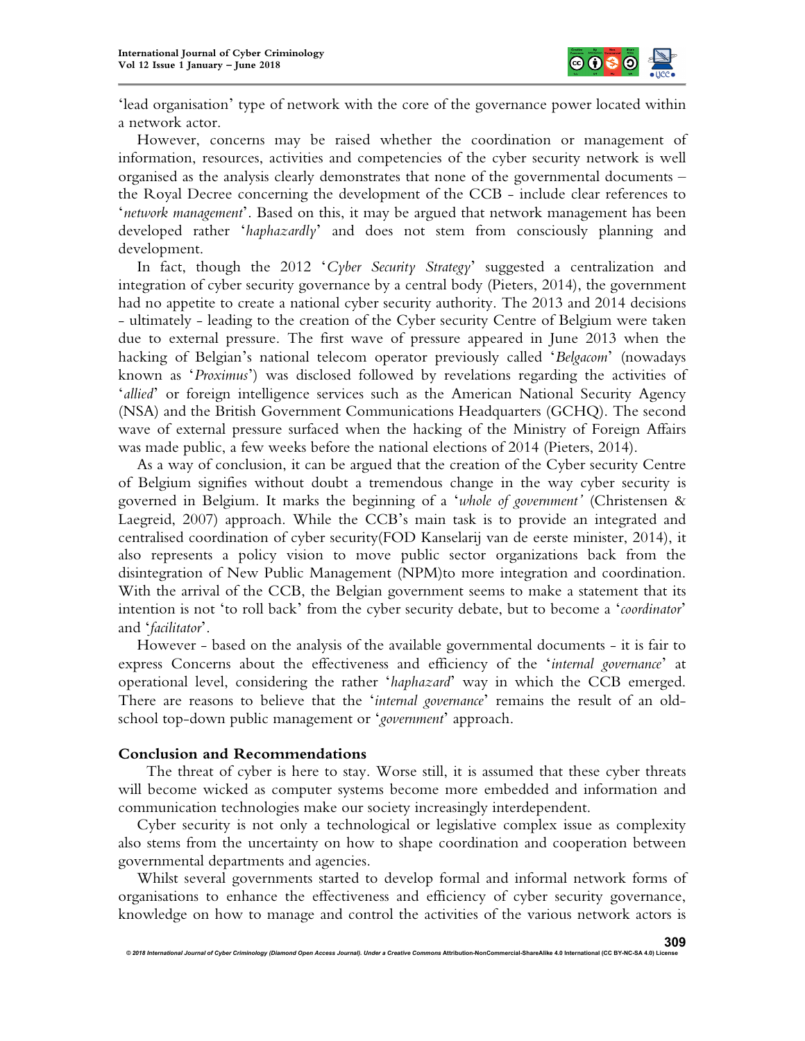'lead organisation' type of network with the core of the governance power located within a network actor.

However, concerns may be raised whether the coordination or management of information, resources, activities and competencies of the cyber security network is well organised as the analysis clearly demonstrates that none of the governmental documents – the Royal Decree concerning the development of the CCB - include clear references to '*network management*'. Based on this, it may be argued that network management has been developed rather '*haphazardly*' and does not stem from consciously planning and development.

In fact, though the 2012 '*Cyber Security Strategy*' suggested a centralization and integration of cyber security governance by a central body (Pieters, 2014), the government had no appetite to create a national cyber security authority. The 2013 and 2014 decisions - ultimately - leading to the creation of the Cyber security Centre of Belgium were taken due to external pressure. The first wave of pressure appeared in June 2013 when the hacking of Belgian's national telecom operator previously called '*Belgacom*' (nowadays known as '*Proximus*') was disclosed followed by revelations regarding the activities of '*allied*' or foreign intelligence services such as the American National Security Agency (NSA) and the British Government Communications Headquarters (GCHQ). The second wave of external pressure surfaced when the hacking of the Ministry of Foreign Affairs was made public, a few weeks before the national elections of 2014 (Pieters, 2014).

As a way of conclusion, it can be argued that the creation of the Cyber security Centre of Belgium signifies without doubt a tremendous change in the way cyber security is governed in Belgium. It marks the beginning of a '*whole of government'* (Christensen & Laegreid, 2007) approach. While the CCB's main task is to provide an integrated and centralised coordination of cyber security(FOD Kanselarij van de eerste minister, 2014), it also represents a policy vision to move public sector organizations back from the disintegration of New Public Management (NPM)to more integration and coordination. With the arrival of the CCB, the Belgian government seems to make a statement that its intention is not 'to roll back' from the cyber security debate, but to become a '*coordinator*' and '*facilitator*'.

However - based on the analysis of the available governmental documents - it is fair to express Concerns about the effectiveness and efficiency of the '*internal governance*' at operational level, considering the rather '*haphazard*' way in which the CCB emerged. There are reasons to believe that the '*internal governance*' remains the result of an old-school top-down public management or '*government*' approach.

## Conclusion and Recommendations

The threat of cyber is here to stay. Worse still, it is assumed that these cyber threats will become wicked as computer systems become more embedded and information and communication technologies make our society increasingly interdependent.

Cyber security is not only a technological or legislative complex issue as complexity also stems from the uncertainty on how to shape coordination and cooperation between governmental departments and agencies.

Whilst several governments started to develop formal and informal network forms of organisations to enhance the effectiveness and efficiency of cyber security governance, knowledge on how to manage and control the activities of the various network actors is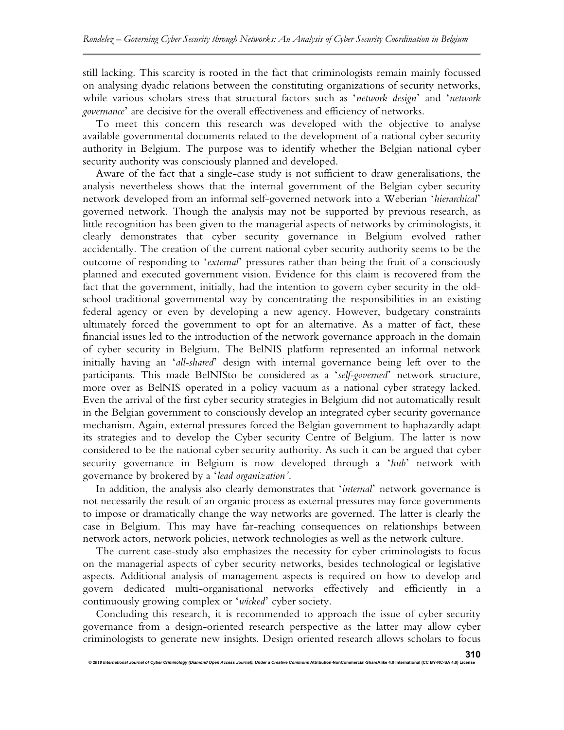still lacking. This scarcity is rooted in the fact that criminologists remain mainly focussed on analysing dyadic relations between the constituting organizations of security networks, while various scholars stress that structural factors such as '*network design*' and '*network governance*' are decisive for the overall effectiveness and efficiency of networks.

To meet this concern this research was developed with the objective to analyse available governmental documents related to the development of a national cyber security authority in Belgium. The purpose was to identify whether the Belgian national cyber security authority was consciously planned and developed.

Aware of the fact that a single-case study is not sufficient to draw generalisations, the analysis nevertheless shows that the internal government of the Belgian cyber security network developed from an informal self-governed network into a Weberian '*hierarchical*' governed network. Though the analysis may not be supported by previous research, as little recognition has been given to the managerial aspects of networks by criminologists, it clearly demonstrates that cyber security governance in Belgium evolved rather accidentally. The creation of the current national cyber security authority seems to be the outcome of responding to '*external*' pressures rather than being the fruit of a consciously planned and executed government vision. Evidence for this claim is recovered from the fact that the government, initially, had the intention to govern cyber security in the old-school traditional governmental way by concentrating the responsibilities in an existing federal agency or even by developing a new agency. However, budgetary constraints ultimately forced the government to opt for an alternative. As a matter of fact, these financial issues led to the introduction of the network governance approach in the domain of cyber security in Belgium. The BelNIS platform represented an informal network initially having an '*all-shared*' design with internal governance being left over to the participants. This made BelNISto be considered as a '*self-governed*' network structure, more over as BelNIS operated in a policy vacuum as a national cyber strategy lacked. Even the arrival of the first cyber security strategies in Belgium did not automatically result in the Belgian government to consciously develop an integrated cyber security governance mechanism. Again, external pressures forced the Belgian government to haphazardly adapt its strategies and to develop the Cyber security Centre of Belgium. The latter is now considered to be the national cyber security authority. As such it can be argued that cyber security governance in Belgium is now developed through a '*hub*' network with governance by brokered by a '*lead organization'*.

In addition, the analysis also clearly demonstrates that '*internal*' network governance is not necessarily the result of an organic process as external pressures may force governments to impose or dramatically change the way networks are governed. The latter is clearly the case in Belgium. This may have far-reaching consequences on relationships between network actors, network policies, network technologies as well as the network culture.

The current case-study also emphasizes the necessity for cyber criminologists to focus on the managerial aspects of cyber security networks, besides technological or legislative aspects. Additional analysis of management aspects is required on how to develop and govern dedicated multi-organisational networks effectively and efficiently in a continuously growing complex or '*wicked*' cyber society.

Concluding this research, it is recommended to approach the issue of cyber security governance from a design-oriented research perspective as the latter may allow cyber criminologists to generate new insights. Design oriented research allows scholars to focus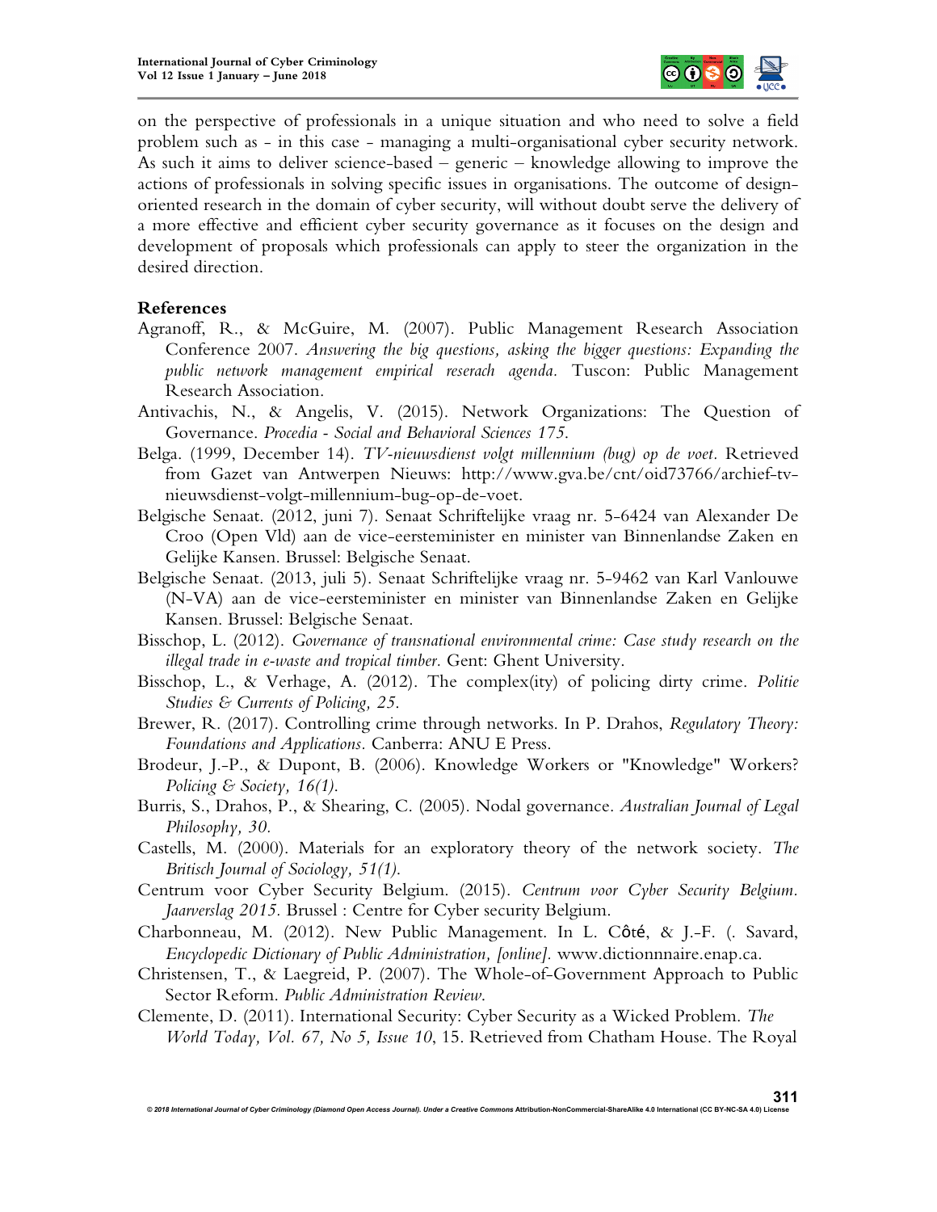on the perspective of professionals in a unique situation and who need to solve a field problem such as - in this case - managing a multi-organisational cyber security network. As such it aims to deliver science-based – generic – knowledge allowing to improve the actions of professionals in solving specific issues in organisations. The outcome of design-oriented research in the domain of cyber security, will without doubt serve the delivery of a more effective and efficient cyber security governance as it focuses on the design and development of proposals which professionals can apply to steer the organization in the desired direction.

## References

Agranoff, R., & McGuire, M. (2007). Public Management Research Association Conference 2007. *Answering the big questions, asking the bigger questions: Expanding the public network management empirical reserach agenda.* Tuscon: Public Management Research Association.

Antivachis, N., & Angelis, V. (2015). Network Organizations: The Question of Governance. *Procedia - Social and Behavioral Sciences 175.*

Belga. (1999, December 14). *TV-nieuwsdienst volgt millennium (bug) op de voet.* Retrieved from Gazet van Antwerpen Nieuws: http://www.gva.be/cnt/oid73766/archief-tv-nieuwsdienst-volgt-millennium-bug-op-de-voet.

Belgische Senaat. (2012, juni 7). Senaat Schriftelijke vraag nr. 5-6424 van Alexander De Croo (Open Vld) aan de vice-eersteminister en minister van Binnenlandse Zaken en Gelijke Kansen. Brussel: Belgische Senaat.

Belgische Senaat. (2013, juli 5). Senaat Schriftelijke vraag nr. 5-9462 van Karl Vanlouwe (N-VA) aan de vice-eersteminister en minister van Binnenlandse Zaken en Gelijke Kansen. Brussel: Belgische Senaat.

Bisschop, L. (2012). *Governance of transnational environmental crime: Case study research on the illegal trade in e-waste and tropical timber.* Gent: Ghent University.

Bisschop, L., & Verhage, A. (2012). The complex(ity) of policing dirty crime. *Politie Studies & Currents of Policing, 25.*

Brewer, R. (2017). Controlling crime through networks. In P. Drahos, *Regulatory Theory: Foundations and Applications.* Canberra: ANU E Press.

Brodeur, J.-P., & Dupont, B. (2006). Knowledge Workers or "Knowledge" Workers? *Policing & Society, 16(1).*

Burris, S., Drahos, P., & Shearing, C. (2005). Nodal governance. *Australian Journal of Legal Philosophy, 30.*

Castells, M. (2000). Materials for an exploratory theory of the network society. *The Britisch Journal of Sociology, 51(1).*

Centrum voor Cyber Security Belgium. (2015). *Centrum voor Cyber Security Belgium. Jaarverslag 2015.* Brussel : Centre for Cyber security Belgium.

Charbonneau, M. (2012). New Public Management. In L. Côté, & J.-F. (. Savard, *Encyclopedic Dictionary of Public Administration, [online].* www.dictionnnaire.enap.ca.

Christensen, T., & Laegreid, P. (2007). The Whole-of-Government Approach to Public Sector Reform. *Public Administration Review.*

Clemente, D. (2011). International Security: Cyber Security as a Wicked Problem. *The World Today, Vol. 67, No 5, Issue 10*, 15. Retrieved from Chatham House. The Royal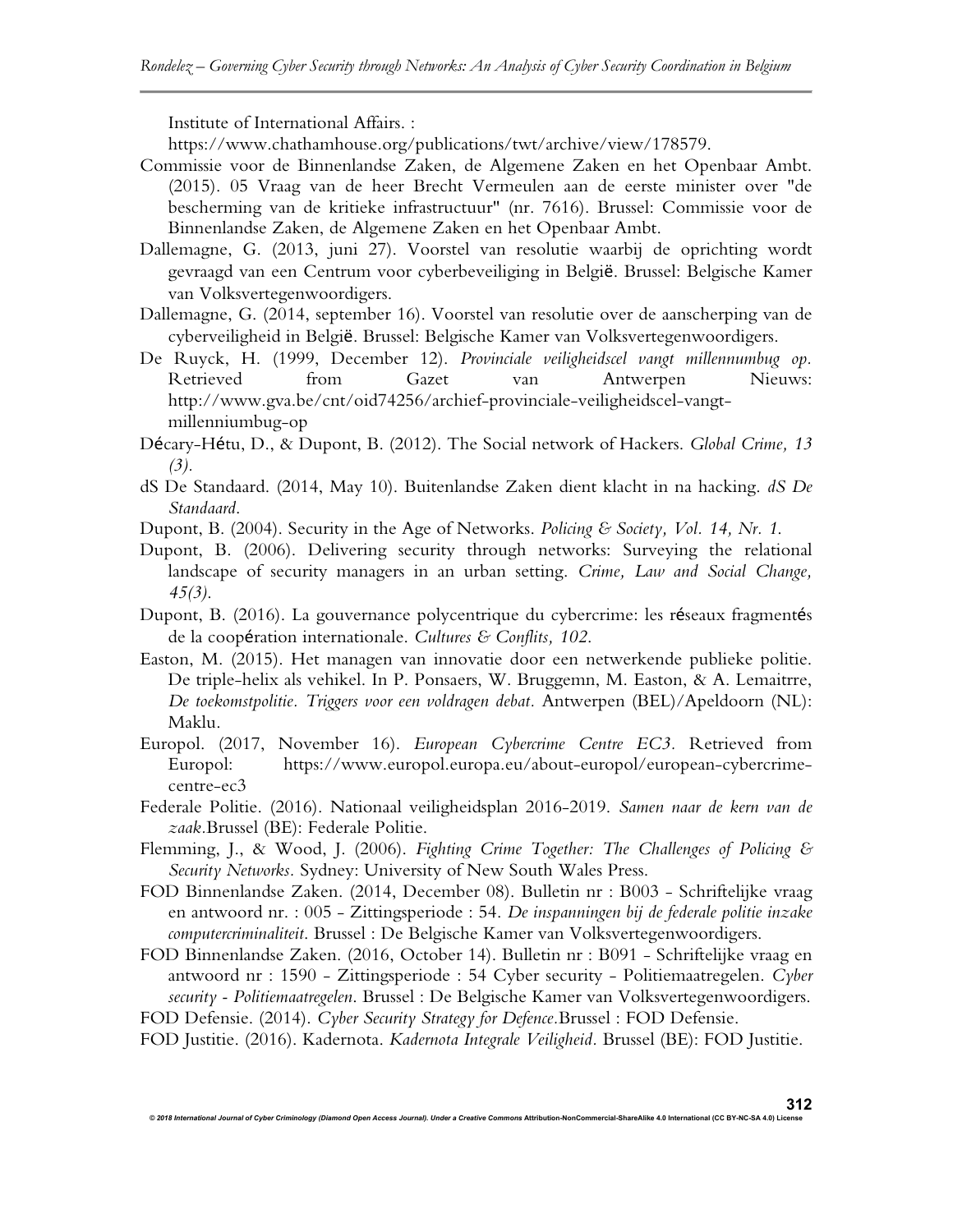Institute of International Affairs. : https://www.chathamhouse.org/publications/twt/archive/view/178579.

Commissie voor de Binnenlandse Zaken, de Algemene Zaken en het Openbaar Ambt. (2015). 05 Vraag van de heer Brecht Vermeulen aan de eerste minister over "de bescherming van de kritieke infrastructuur" (nr. 7616). Brussel: Commissie voor de Binnenlandse Zaken, de Algemene Zaken en het Openbaar Ambt.

Dallemagne, G. (2013, juni 27). Voorstel van resolutie waarbij de oprichting wordt gevraagd van een Centrum voor cyberbeveiliging in België. Brussel: Belgische Kamer van Volksvertegenwoordigers.

Dallemagne, G. (2014, september 16). Voorstel van resolutie over de aanscherping van de cyberveiligheid in België. Brussel: Belgische Kamer van Volksvertegenwoordigers.

De Ruyck, H. (1999, December 12). *Provinciale veiligheidscel vangt millennumbug op.* Retrieved from Gazet van Antwerpen Nieuws: http://www.gva.be/cnt/oid74256/archief-provinciale-veiligheidscel-vangt-millenniumbug-op

Décary-Hétu, D., & Dupont, B. (2012). The Social network of Hackers. *Global Crime, 13 (3).*

dS De Standaard. (2014, May 10). Buitenlandse Zaken dient klacht in na hacking. *dS De Standaard.*

Dupont, B. (2004). Security in the Age of Networks. *Policing & Society, Vol. 14, Nr. 1.*

Dupont, B. (2006). Delivering security through networks: Surveying the relational landscape of security managers in an urban setting. *Crime, Law and Social Change, 45(3).*

Dupont, B. (2016). La gouvernance polycentrique du cybercrime: les réseaux fragmentés de la coopération internationale. *Cultures & Conflits, 102.*

Easton, M. (2015). Het managen van innovatie door een netwerkende publieke politie. De triple-helix als vehikel. In P. Ponsaers, W. Bruggemn, M. Easton, & A. Lemaitrre, *De toekomstpolitie. Triggers voor een voldragen debat.* Antwerpen (BEL)/Apeldoorn (NL): Maklu.

Europol. (2017, November 16). *European Cybercrime Centre EC3.* Retrieved from Europol: https://www.europol.europa.eu/about-europol/european-cybercrime-centre-ec3

Federale Politie. (2016). Nationaal veiligheidsplan 2016-2019. *Samen naar de kern van de zaak.*Brussel (BE): Federale Politie.

Flemming, J., & Wood, J. (2006). *Fighting Crime Together: The Challenges of Policing & Security Networks.* Sydney: University of New South Wales Press.

FOD Binnenlandse Zaken. (2014, December 08). Bulletin nr : B003 - Schriftelijke vraag en antwoord nr. : 005 - Zittingsperiode : 54. *De inspanningen bij de federale politie inzake computercriminaliteit.* Brussel : De Belgische Kamer van Volksvertegenwoordigers.

FOD Binnenlandse Zaken. (2016, October 14). Bulletin nr : B091 - Schriftelijke vraag en antwoord nr : 1590 - Zittingsperiode : 54 Cyber security - Politiemaatregelen. *Cyber security - Politiemaatregelen.* Brussel : De Belgische Kamer van Volksvertegenwoordigers.

FOD Defensie. (2014). *Cyber Security Strategy for Defence.*Brussel : FOD Defensie.

FOD Justitie. (2016). Kadernota. *Kadernota Integrale Veiligheid.* Brussel (BE): FOD Justitie.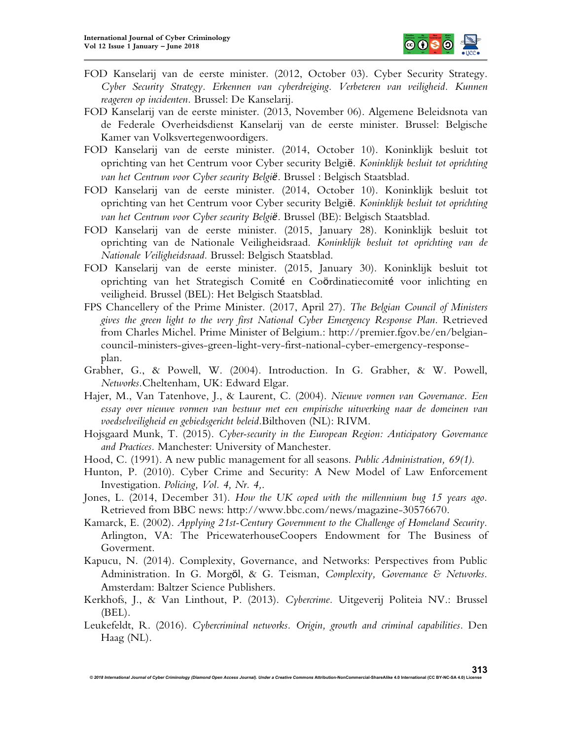FOD Kanselarij van de eerste minister. (2012, October 03). Cyber Security Strategy. *Cyber Security Strategy. Erkennen van cyberdreiging. Verbeteren van veiligheid. Kunnen reageren op incidenten.* Brussel: De Kanselarij.

FOD Kanselarij van de eerste minister. (2013, November 06). Algemene Beleidsnota van de Federale Overheidsdienst Kanselarij van de eerste minister. Brussel: Belgische Kamer van Volksvertegenwoordigers.

FOD Kanselarij van de eerste minister. (2014, October 10). Koninklijk besluit tot oprichting van het Centrum voor Cyber security België. *Koninklijk besluit tot oprichting van het Centrum voor Cyber security België.* Brussel : Belgisch Staatsblad.

FOD Kanselarij van de eerste minister. (2014, October 10). Koninklijk besluit tot oprichting van het Centrum voor Cyber security België. *Koninklijk besluit tot oprichting van het Centrum voor Cyber security België.* Brussel (BE): Belgisch Staatsblad.

FOD Kanselarij van de eerste minister. (2015, January 28). Koninklijk besluit tot oprichting van de Nationale Veiligheidsraad. *Koninklijk besluit tot oprichting van de Nationale Veiligheidsraad.* Brussel: Belgisch Staatsblad.

FOD Kanselarij van de eerste minister. (2015, January 30). Koninklijk besluit tot oprichting van het Strategisch Comité en Coördinatiecomité voor inlichting en veiligheid. Brussel (BEL): Het Belgisch Staatsblad.

FPS Chancellery of the Prime Minister. (2017, April 27). *The Belgian Council of Ministers gives the green light to the very first National Cyber Emergency Response Plan.* Retrieved from Charles Michel. Prime Minister of Belgium.: http://premier.fgov.be/en/belgian-council-ministers-gives-green-light-very-first-national-cyber-emergency-response-plan.

Grabher, G., & Powell, W. (2004). Introduction. In G. Grabher, & W. Powell, *Networks.*Cheltenham, UK: Edward Elgar.

Hajer, M., Van Tatenhove, J., & Laurent, C. (2004). *Nieuwe vormen van Governance. Een essay over nieuwe vormen van bestuur met een empirische uitwerking naar de domeinen van voedselveiligheid en gebiedsgericht beleid.*Bilthoven (NL): RIVM.

Hojsgaard Munk, T. (2015). *Cyber-security in the European Region: Anticipatory Governance and Practices.* Manchester: University of Manchester.

Hood, C. (1991). A new public management for all seasons. *Public Administration, 69(1).*

Hunton, P. (2010). Cyber Crime and Security: A New Model of Law Enforcement Investigation. *Policing, Vol. 4, Nr. 4,.*

Jones, L. (2014, December 31). *How the UK coped with the millennium bug 15 years ago.* Retrieved from BBC news: http://www.bbc.com/news/magazine-30576670.

Kamarck, E. (2002). *Applying 21st-Century Government to the Challenge of Homeland Security.* Arlington, VA: The PricewaterhouseCoopers Endowment for The Business of Goverment.

Kapucu, N. (2014). Complexity, Governance, and Networks: Perspectives from Public Administration. In G. Morgöl, & G. Teisman, *Complexity, Governance & Networks.* Amsterdam: Baltzer Science Publishers.

Kerkhofs, J., & Van Linthout, P. (2013). *Cybercrime.* Uitgeverij Politeia NV.: Brussel (BEL).

Leukefeldt, R. (2016). *Cybercriminal networks. Origin, growth and criminal capabilities.* Den Haag (NL).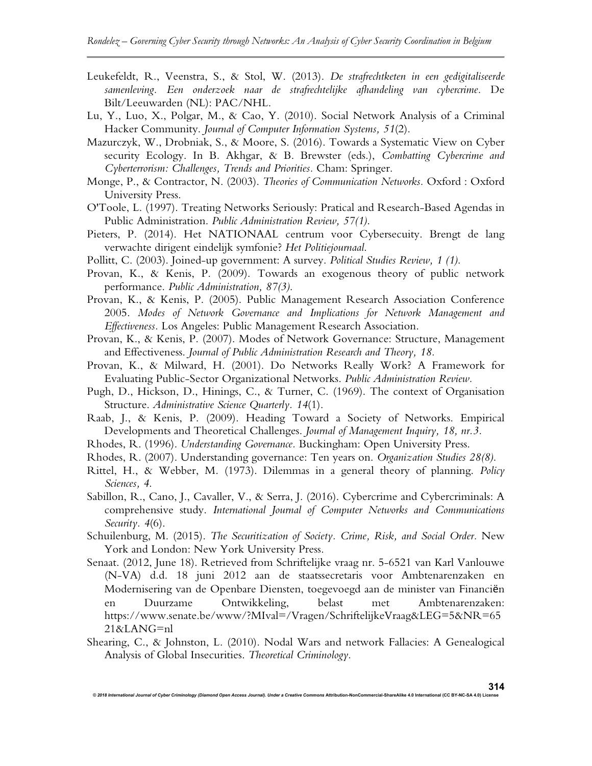Leukefeldt, R., Veenstra, S., & Stol, W. (2013). *De strafrechtketen in een gedigitaliseerde samenleving. Een onderzoek naar de strafrechtelijke afhandeling van cybercrime.* De Bilt/Leeuwarden (NL): PAC/NHL.

Lu, Y., Luo, X., Polgar, M., & Cao, Y. (2010). Social Network Analysis of a Criminal Hacker Community. *Journal of Computer Information Systems, 51*(2).

Mazurczyk, W., Drobniak, S., & Moore, S. (2016). Towards a Systematic View on Cyber security Ecology. In B. Akhgar, & B. Brewster (eds.), *Combatting Cybercrime and Cyberterrorism: Challenges, Trends and Priorities.* Cham: Springer.

Monge, P., & Contractor, N. (2003). *Theories of Communication Networks.* Oxford : Oxford University Press.

O'Toole, L. (1997). Treating Networks Seriously: Pratical and Research-Based Agendas in Public Administration. *Public Administration Review, 57(1).*

Pieters, P. (2014). Het NATIONAAL centrum voor Cybersecuity. Brengt de lang verwachte dirigent eindelijk symfonie? *Het Politiejournaal.*

Pollitt, C. (2003). Joined-up government: A survey. *Political Studies Review, 1 (1).*

Provan, K., & Kenis, P. (2009). Towards an exogenous theory of public network performance. *Public Administration, 87(3).*

Provan, K., & Kenis, P. (2005). Public Management Research Association Conference 2005. *Modes of Network Governance and Implications for Network Management and Effectiveness.* Los Angeles: Public Management Research Association.

Provan, K., & Kenis, P. (2007). Modes of Network Governance: Structure, Management and Effectiveness. *Journal of Public Administration Research and Theory, 18.*

Provan, K., & Milward, H. (2001). Do Networks Really Work? A Framework for Evaluating Public-Sector Organizational Networks. *Public Administration Review.*

Pugh, D., Hickson, D., Hinings, C., & Turner, C. (1969). The context of Organisation Structure. *Administrative Science Quarterly. 14*(1).

Raab, J., & Kenis, P. (2009). Heading Toward a Society of Networks. Empirical Developments and Theoretical Challenges. *Journal of Management Inquiry, 18, nr.3.*

Rhodes, R. (1996). *Understanding Governance.* Buckingham: Open University Press.

Rhodes, R. (2007). Understanding governance: Ten years on. *Organization Studies 28(8).*

Rittel, H., & Webber, M. (1973). Dilemmas in a general theory of planning. *Policy Sciences, 4.*

Sabillon, R., Cano, J., Cavaller, V., & Serra, J. (2016). Cybercrime and Cybercriminals: A comprehensive study. *International Journal of Computer Networks and Communications Security. 4*(6).

Schuilenburg, M. (2015). *The Securitization of Society. Crime, Risk, and Social Order.* New York and London: New York University Press.

Senaat. (2012, June 18). Retrieved from Schriftelijke vraag nr. 5-6521 van Karl Vanlouwe (N-VA) d.d. 18 juni 2012 aan de staatssecretaris voor Ambtenarenzaken en Modernisering van de Openbare Diensten, toegevoegd aan de minister van Financiën en Duurzame Ontwikkeling, belast met Ambtenarenzaken: https://www.senate.be/www/?MIval=/Vragen/SchriftelijkeVraag&LEG=5&NR=6521&LANG=nl

Shearing, C., & Johnston, L. (2010). Nodal Wars and network Fallacies: A Genealogical Analysis of Global Insecurities. *Theoretical Criminology.*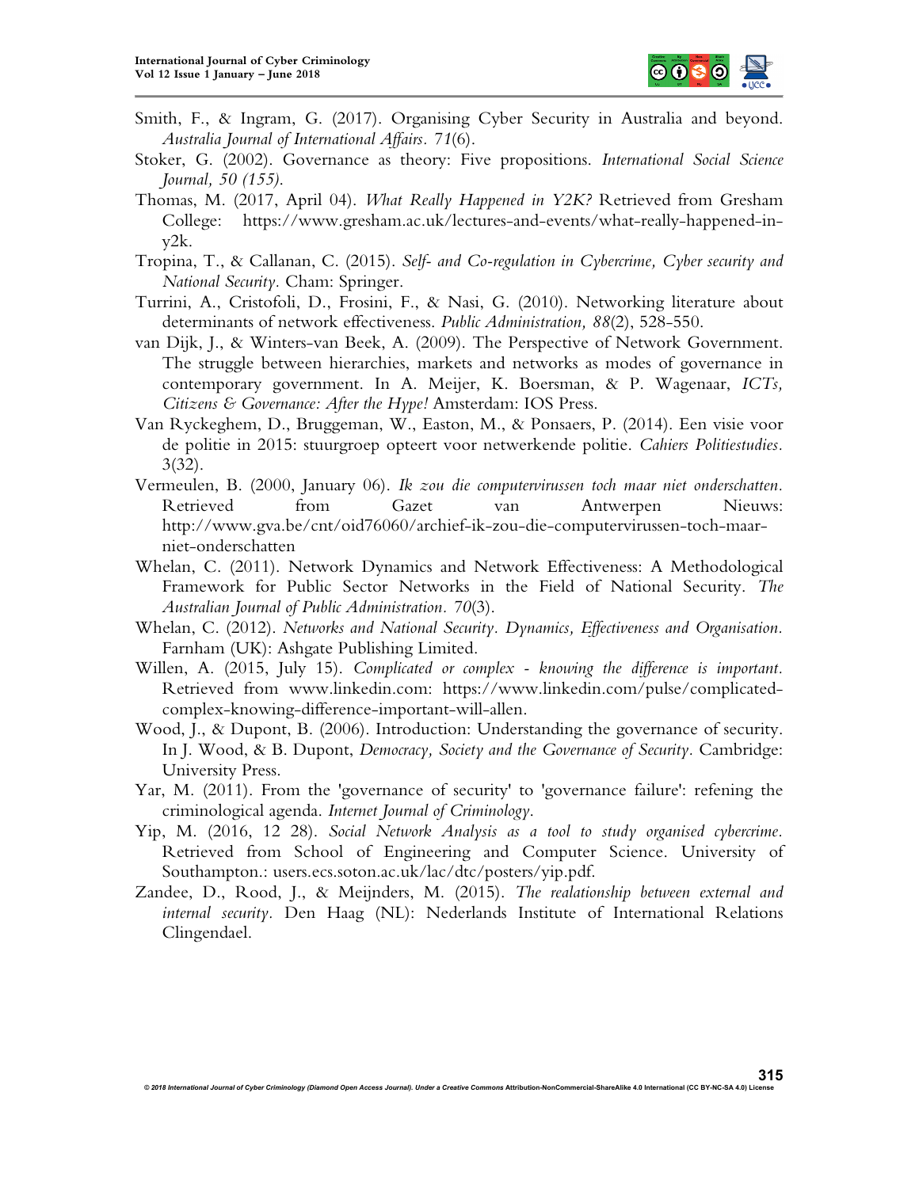Smith, F., & Ingram, G. (2017). Organising Cyber Security in Australia and beyond. *Australia Journal of International Affairs*. 71(6).

Stoker, G. (2002). Governance as theory: Five propositions. *International Social Science Journal, 50 (155).*

Thomas, M. (2017, April 04). *What Really Happened in Y2K?* Retrieved from Gresham College: https://www.gresham.ac.uk/lectures-and-events/what-really-happened-in-y2k.

Tropina, T., & Callanan, C. (2015). *Self- and Co-regulation in Cybercrime, Cyber security and National Security*. Cham: Springer.

Turrini, A., Cristofoli, D., Frosini, F., & Nasi, G. (2010). Networking literature about determinants of network effectiveness. *Public Administration, 88*(2), 528-550.

van Dijk, J., & Winters-van Beek, A. (2009). The Perspective of Network Government. The struggle between hierarchies, markets and networks as modes of governance in contemporary government. In A. Meijer, K. Boersman, & P. Wagenaar, *ICTs, Citizens & Governance: After the Hype!* Amsterdam: IOS Press.

Van Ryckeghem, D., Bruggeman, W., Easton, M., & Ponsaers, P. (2014). Een visie voor de politie in 2015: stuurgroep opteert voor netwerkende politie. *Cahiers Politiestudies*. 3(32).

Vermeulen, B. (2000, January 06). *Ik zou die computervirussen toch maar niet onderschatten*. Retrieved from Gazet van Antwerpen Nieuws: http://www.gva.be/cnt/oid76060/archief-ik-zou-die-computervirussen-toch-maar-niet-onderschatten

Whelan, C. (2011). Network Dynamics and Network Effectiveness: A Methodological Framework for Public Sector Networks in the Field of National Security. *The Australian Journal of Public Administration*. 70(3).

Whelan, C. (2012). *Networks and National Security. Dynamics, Effectiveness and Organisation*. Farnham (UK): Ashgate Publishing Limited.

Willen, A. (2015, July 15). *Complicated or complex - knowing the difference is important*. Retrieved from www.linkedin.com: https://www.linkedin.com/pulse/complicated-complex-knowing-difference-important-will-allen.

Wood, J., & Dupont, B. (2006). Introduction: Understanding the governance of security. In J. Wood, & B. Dupont, *Democracy, Society and the Governance of Security*. Cambridge: University Press.

Yar, M. (2011). From the 'governance of security' to 'governance failure': refening the criminological agenda. *Internet Journal of Criminology*.

Yip, M. (2016, 12 28). *Social Network Analysis as a tool to study organised cybercrime*. Retrieved from School of Engineering and Computer Science. University of Southampton.: users.ecs.soton.ac.uk/lac/dtc/posters/yip.pdf.

Zandee, D., Rood, J., & Meijnders, M. (2015). *The realationship between external and internal security*. Den Haag (NL): Nederlands Institute of International Relations Clingendael.